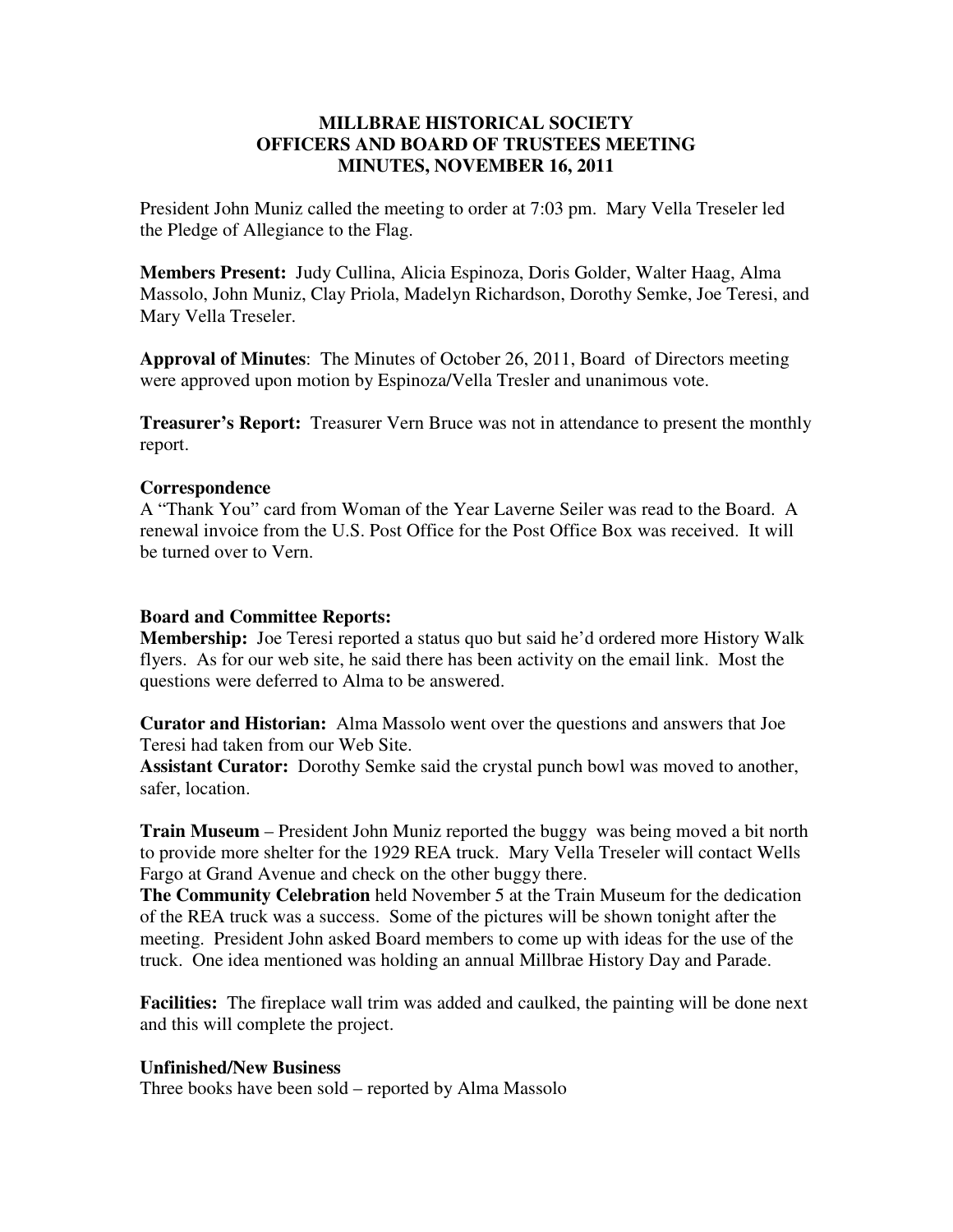**MILLBRAE HISTORICAL SOCIETY**
**OFFICERS AND BOARD OF TRUSTEES MEETING**
**MINUTES, NOVEMBER 16, 2011**

President John Muniz called the meeting to order at 7:03 pm. Mary Vella Treseler led the Pledge of Allegiance to the Flag.

**Members Present:** Judy Cullina, Alicia Espinoza, Doris Golder, Walter Haag, Alma Massolo, John Muniz, Clay Priola, Madelyn Richardson, Dorothy Semke, Joe Teresi, and Mary Vella Treseler.

**Approval of Minutes**: The Minutes of October 26, 2011, Board of Directors meeting were approved upon motion by Espinoza/Vella Tresler and unanimous vote.

**Treasurer's Report:** Treasurer Vern Bruce was not in attendance to present the monthly report.

**Correspondence**

A "Thank You" card from Woman of the Year Laverne Seiler was read to the Board. A renewal invoice from the U.S. Post Office for the Post Office Box was received. It will be turned over to Vern.

**Board and Committee Reports:**

**Membership:** Joe Teresi reported a status quo but said he'd ordered more History Walk flyers. As for our web site, he said there has been activity on the email link. Most the questions were deferred to Alma to be answered.

**Curator and Historian:** Alma Massolo went over the questions and answers that Joe Teresi had taken from our Web Site.

**Assistant Curator:** Dorothy Semke said the crystal punch bowl was moved to another, safer, location.

**Train Museum** – President John Muniz reported the buggy was being moved a bit north to provide more shelter for the 1929 REA truck. Mary Vella Treseler will contact Wells Fargo at Grand Avenue and check on the other buggy there.

**The Community Celebration** held November 5 at the Train Museum for the dedication of the REA truck was a success. Some of the pictures will be shown tonight after the meeting. President John asked Board members to come up with ideas for the use of the truck. One idea mentioned was holding an annual Millbrae History Day and Parade.

**Facilities:** The fireplace wall trim was added and caulked, the painting will be done next and this will complete the project.

**Unfinished/New Business**

Three books have been sold – reported by Alma Massolo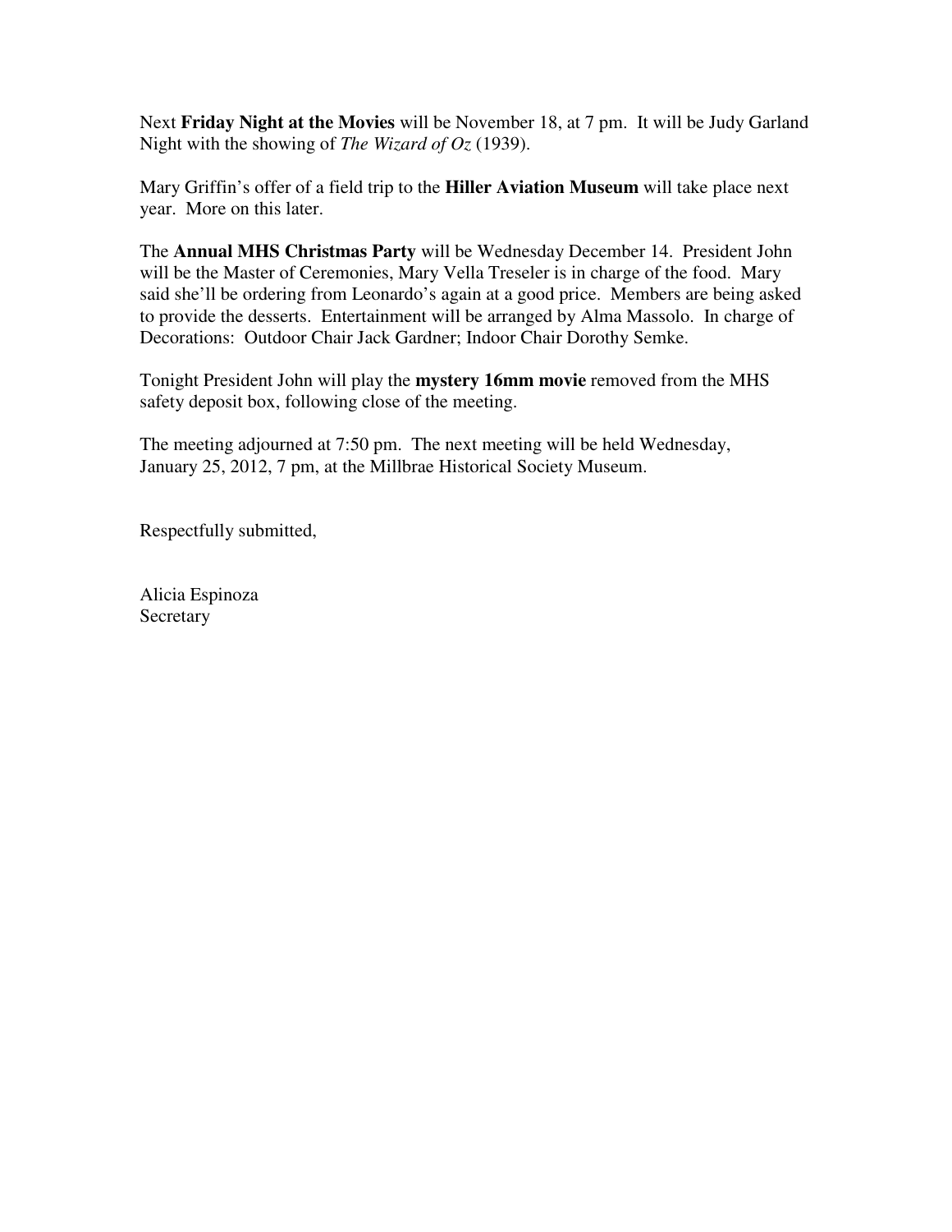Next **Friday Night at the Movies** will be November 18, at 7 pm. It will be Judy Garland Night with the showing of *The Wizard of Oz* (1939).

Mary Griffin's offer of a field trip to the **Hiller Aviation Museum** will take place next year. More on this later.

The **Annual MHS Christmas Party** will be Wednesday December 14. President John will be the Master of Ceremonies, Mary Vella Treseler is in charge of the food. Mary said she'll be ordering from Leonardo's again at a good price. Members are being asked to provide the desserts. Entertainment will be arranged by Alma Massolo. In charge of Decorations: Outdoor Chair Jack Gardner; Indoor Chair Dorothy Semke.

Tonight President John will play the **mystery 16mm movie** removed from the MHS safety deposit box, following close of the meeting.

The meeting adjourned at 7:50 pm. The next meeting will be held Wednesday, January 25, 2012, 7 pm, at the Millbrae Historical Society Museum.

Respectfully submitted,

Alicia Espinoza
Secretary